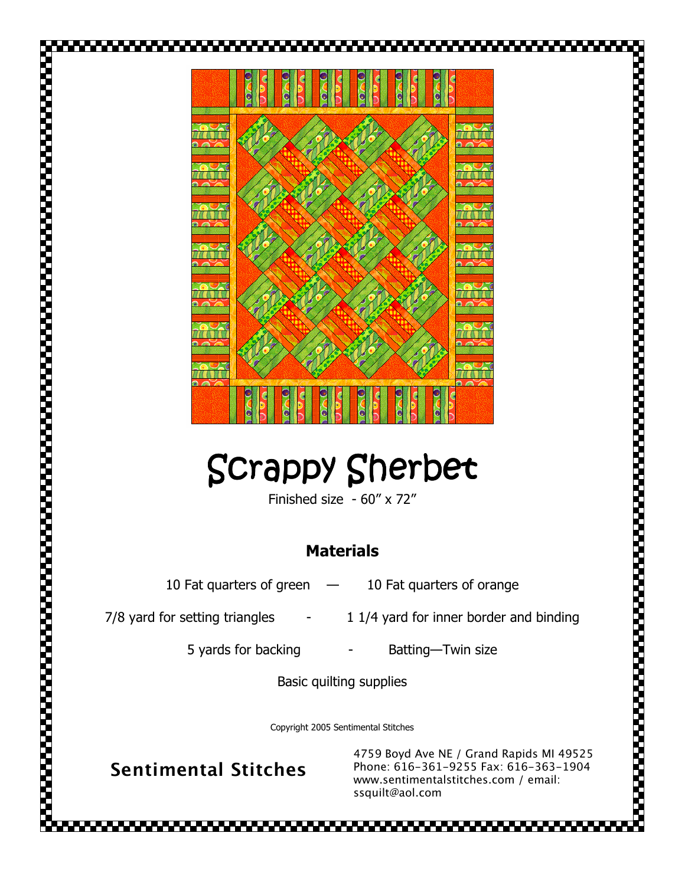# Scrappy Sherbet

Finished size - 60" x 72"

## Materials

10 Fat quarters of green — 10 Fat quarters of orange

7/8 yard for setting triangles - 1 1/4 yard for inner border and binding

5 yards for backing - Batting—Twin size

Basic quilting supplies

Copyright 2005 Sentimental Stitches

**Sentimental Stitches**

4759 Boyd Ave NE / Grand Rapids MI 49525
Phone: 616-361-9255 Fax: 616-363-1904
www.sentimentalstitches.com / email: ssquilt@aol.com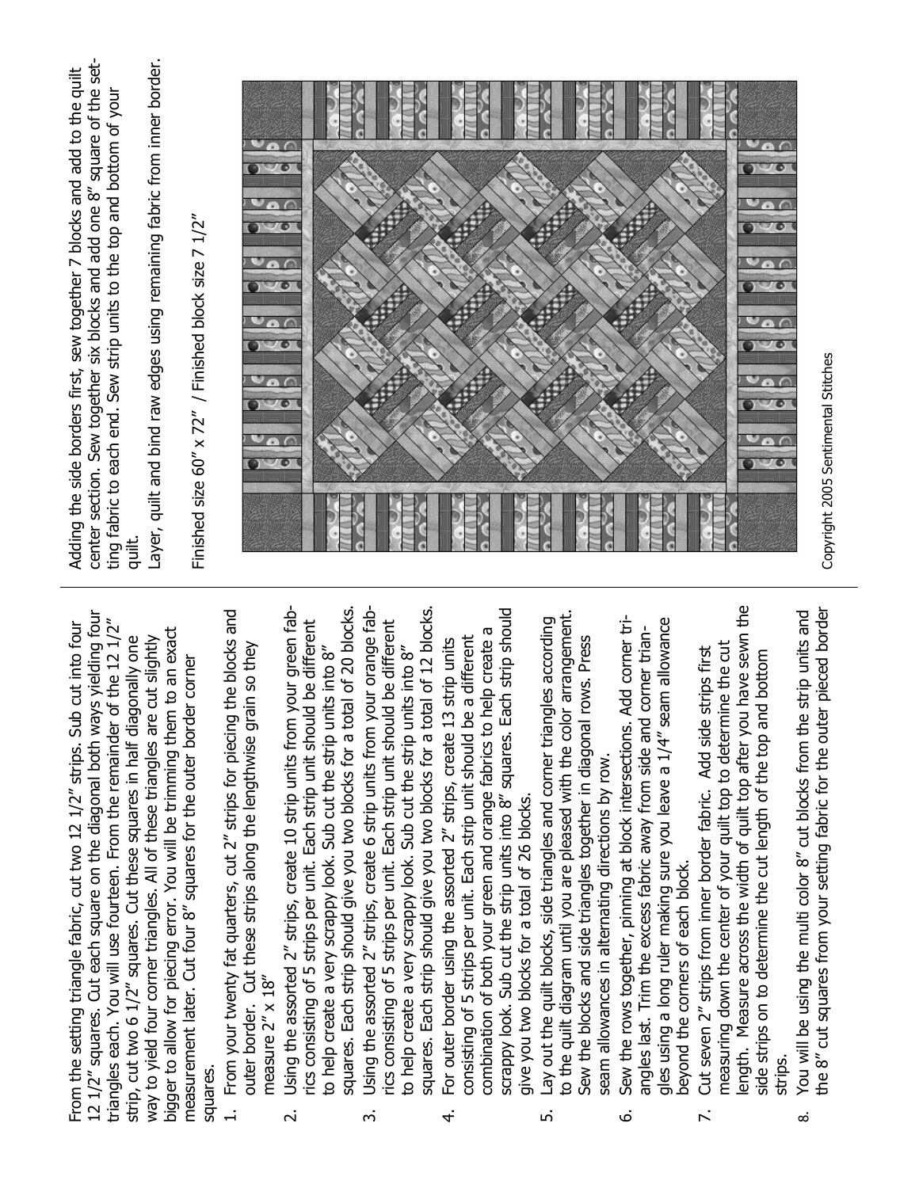From the setting triangle fabric, cut two 12 1/2" strips. Sub cut into four 12 1/2" squares. Cut each square on the diagonal both ways yielding four triangles each. You will use fourteen. From the remainder of the 12 1/2" strip, cut two 6 1/2" squares. Cut these squares in half diagonally one way to yield four corner triangles. All of these triangles are cut slightly bigger to allow for piecing error. You will be trimming them to an exact measurement later. Cut four 8" squares for the outer border corner squares.

1. From your twenty fat quarters, cut 2" strips for piecing the blocks and outer border. Cut these strips along the lengthwise grain so they measure 2" x 18"
2. Using the assorted 2" strips, create 10 strip units from your green fabrics consisting of 5 strips per unit. Each strip unit should be different to help create a very scrappy look. Sub cut the strip units into 8" squares. Each strip should give you two blocks for a total of 20 blocks.
3. Using the assorted 2" strips, create 6 strip units from your orange fabrics consisting of 5 strips per unit. Each strip unit should be different to help create a very scrappy look. Sub cut the strip units into 8" squares. Each strip should give you two blocks for a total of 12 blocks.
4. For outer border using the assorted 2" strips, create 13 strip units consisting of 5 strips per unit. Each strip unit should be a different combination of both your green and orange fabrics to help create a scrappy look. Sub cut the strip units into 8" squares. Each strip should give you two blocks for a total of 26 blocks.
5. Lay out the quilt blocks, side triangles and corner triangles according to the quilt diagram until you are pleased with the color arrangement. Sew the blocks and side triangles together in diagonal rows. Press seam allowances in alternating directions by row.
6. Sew the rows together, pinning at block intersections. Add corner triangles last. Trim the excess fabric away from side and corner triangles using a long ruler making sure you leave a 1/4" seam allowance beyond the corners of each block.
7. Cut seven 2" strips from inner border fabric. Add side strips first measuring down the center of your quilt top to determine the cut length. Measure across the width of quilt top after you have sewn the side strips on to determine the cut length of the top and bottom strips.
8. You will be using the multi color 8" cut blocks from the strip units and the 8" cut squares from your setting fabric for the outer pieced border

Adding the side borders first, sew together 7 blocks and add to the quilt center section. Sew together six blocks and add one 8" square of the setting fabric to each end. Sew strip units to the top and bottom of your quilt.

Layer, quilt and bind raw edges using remaining fabric from inner border.

Finished size 60" x 72" / Finished block size 7 1/2"

Copyright 2005 Sentimental Stitches